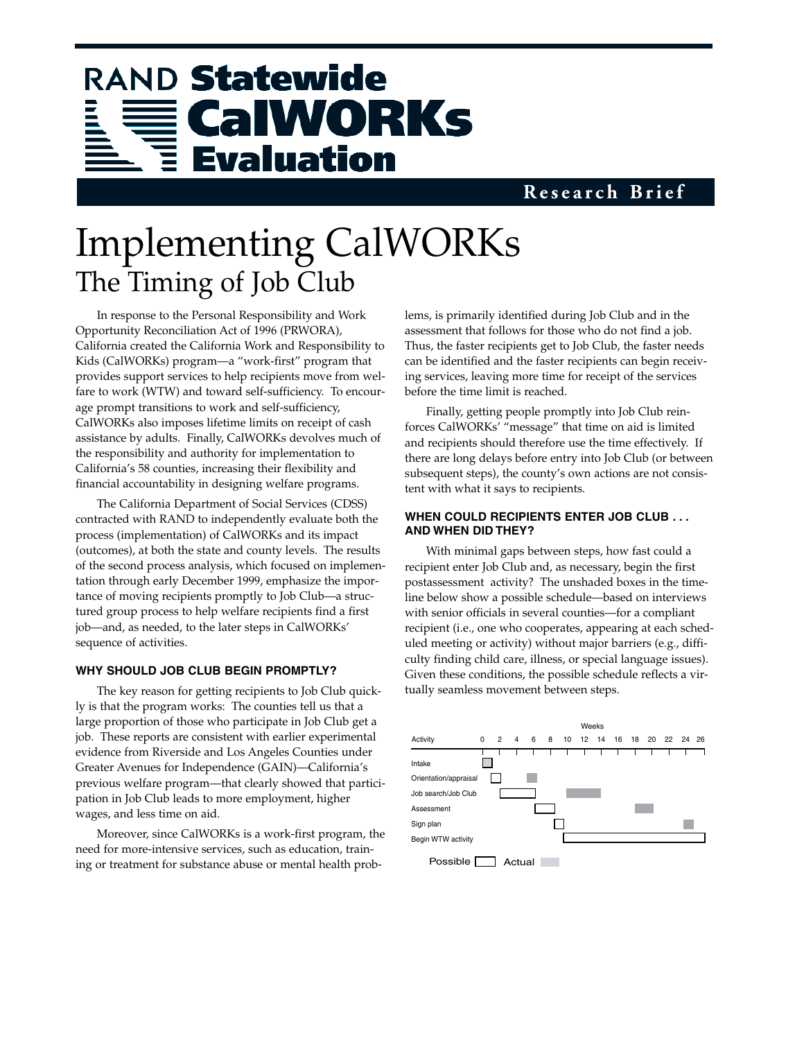# RAND Statewide CalWORKs Evaluation

**Research Brief**

# Implementing CalWORKs

## The Timing of Job Club

In response to the Personal Responsibility and Work Opportunity Reconciliation Act of 1996 (PRWORA), California created the California Work and Responsibility to Kids (CalWORKs) program—a "work-first" program that provides support services to help recipients move from welfare to work (WTW) and toward self-sufficiency. To encourage prompt transitions to work and self-sufficiency, CalWORKs also imposes lifetime limits on receipt of cash assistance by adults. Finally, CalWORKs devolves much of the responsibility and authority for implementation to California's 58 counties, increasing their flexibility and financial accountability in designing welfare programs.

The California Department of Social Services (CDSS) contracted with RAND to independently evaluate both the process (implementation) of CalWORKs and its impact (outcomes), at both the state and county levels. The results of the second process analysis, which focused on implementation through early December 1999, emphasize the importance of moving recipients promptly to Job Club—a structured group process to help welfare recipients find a first job—and, as needed, to the later steps in CalWORKs' sequence of activities.

### WHY SHOULD JOB CLUB BEGIN PROMPTLY?

The key reason for getting recipients to Job Club quickly is that the program works: The counties tell us that a large proportion of those who participate in Job Club get a job. These reports are consistent with earlier experimental evidence from Riverside and Los Angeles Counties under Greater Avenues for Independence (GAIN)—California's previous welfare program—that clearly showed that participation in Job Club leads to more employment, higher wages, and less time on aid.

Moreover, since CalWORKs is a work-first program, the need for more-intensive services, such as education, training or treatment for substance abuse or mental health problems, is primarily identified during Job Club and in the assessment that follows for those who do not find a job. Thus, the faster recipients get to Job Club, the faster needs can be identified and the faster recipients can begin receiving services, leaving more time for receipt of the services before the time limit is reached.

Finally, getting people promptly into Job Club reinforces CalWORKs' "message" that time on aid is limited and recipients should therefore use the time effectively. If there are long delays before entry into Job Club (or between subsequent steps), the county's own actions are not consistent with what it says to recipients.

### WHEN COULD RECIPIENTS ENTER JOB CLUB . . . AND WHEN DID THEY?

With minimal gaps between steps, how fast could a recipient enter Job Club and, as necessary, begin the first postassessment activity? The unshaded boxes in the timeline below show a possible schedule—based on interviews with senior officials in several counties—for a compliant recipient (i.e., one who cooperates, appearing at each scheduled meeting or activity) without major barriers (e.g., difficulty finding child care, illness, or special language issues). Given these conditions, the possible schedule reflects a virtually seamless movement between steps.

| Activity | Possible (weeks) | Actual (weeks) |
|---|---|---|
| Intake | 0–1 | 0–1 |
| Orientation/appraisal | 1–2 | 5–6 |
| Job search/Job Club | 2–6 | 10–14 |
| Assessment | 6–8 | 18–20 |
| Sign plan | 8–9 | 24–25 |
| Begin WTW activity | 9–26 | |

Possible ☐ Actual ■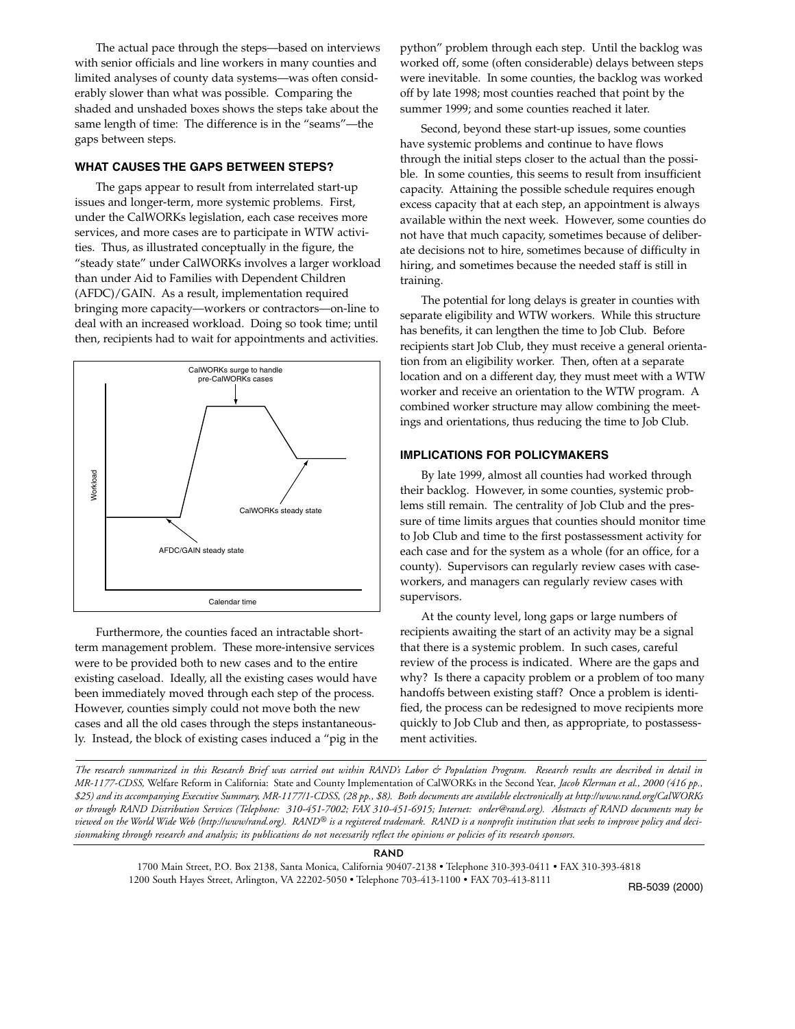The actual pace through the steps—based on interviews with senior officials and line workers in many counties and limited analyses of county data systems—was often considerably slower than what was possible. Comparing the shaded and unshaded boxes shows the steps take about the same length of time: The difference is in the "seams"—the gaps between steps.

## WHAT CAUSES THE GAPS BETWEEN STEPS?

The gaps appear to result from interrelated start-up issues and longer-term, more systemic problems. First, under the CalWORKs legislation, each case receives more services, and more cases are to participate in WTW activities. Thus, as illustrated conceptually in the figure, the "steady state" under CalWORKs involves a larger workload than under Aid to Families with Dependent Children (AFDC)/GAIN. As a result, implementation required bringing more capacity—workers or contractors—on-line to deal with an increased workload. Doing so took time; until then, recipients had to wait for appointments and activities.

CalWORKs surge to handle pre-CalWORKs cases

Workload

CalWORKs steady state

AFDC/GAIN steady state

Calendar time

Furthermore, the counties faced an intractable short-term management problem. These more-intensive services were to be provided both to new cases and to the entire existing caseload. Ideally, all the existing cases would have been immediately moved through each step of the process. However, counties simply could not move both the new cases and all the old cases through the steps instantaneously. Instead, the block of existing cases induced a "pig in the python" problem through each step. Until the backlog was worked off, some (often considerable) delays between steps were inevitable. In some counties, the backlog was worked off by late 1998; most counties reached that point by the summer 1999; and some counties reached it later.

Second, beyond these start-up issues, some counties have systemic problems and continue to have flows through the initial steps closer to the actual than the possible. In some counties, this seems to result from insufficient capacity. Attaining the possible schedule requires enough excess capacity that at each step, an appointment is always available within the next week. However, some counties do not have that much capacity, sometimes because of deliberate decisions not to hire, sometimes because of difficulty in hiring, and sometimes because the needed staff is still in training.

The potential for long delays is greater in counties with separate eligibility and WTW workers. While this structure has benefits, it can lengthen the time to Job Club. Before recipients start Job Club, they must receive a general orientation from an eligibility worker. Then, often at a separate location and on a different day, they must meet with a WTW worker and receive an orientation to the WTW program. A combined worker structure may allow combining the meetings and orientations, thus reducing the time to Job Club.

## IMPLICATIONS FOR POLICYMAKERS

By late 1999, almost all counties had worked through their backlog. However, in some counties, systemic problems still remain. The centrality of Job Club and the pressure of time limits argues that counties should monitor time to Job Club and time to the first postassessment activity for each case and for the system as a whole (for an office, for a county). Supervisors can regularly review cases with caseworkers, and managers can regularly review cases with supervisors.

At the county level, long gaps or large numbers of recipients awaiting the start of an activity may be a signal that there is a systemic problem. In such cases, careful review of the process is indicated. Where are the gaps and why? Is there a capacity problem or a problem of too many handoffs between existing staff? Once a problem is identified, the process can be redesigned to move recipients more quickly to Job Club and then, as appropriate, to postassessment activities.

*The research summarized in this Research Brief was carried out within RAND's Labor & Population Program. Research results are described in detail in MR-1177-CDSS,* Welfare Reform in California: State and County Implementation of CalWORKs in the Second Year, *Jacob Klerman et al., 2000 (416 pp., $25) and its accompanying Executive Summary, MR-1177/1-CDSS, (28 pp., $8). Both documents are available electronically at http://www.rand.org/CalWORKs or through RAND Distribution Services (Telephone: 310-451-7002; FAX 310-451-6915; Internet: order@rand.org). Abstracts of RAND documents may be viewed on the World Wide Web (http://www/rand.org). RAND® is a registered trademark. RAND is a nonprofit institution that seeks to improve policy and decisionmaking through research and analysis; its publications do not necessarily reflect the opinions or policies of its research sponsors.*

**RAND**

1700 Main Street, P.O. Box 2138, Santa Monica, California 90407-2138 • Telephone 310-393-0411 • FAX 310-393-4818
1200 South Hayes Street, Arlington, VA 22202-5050 • Telephone 703-413-1100 • FAX 703-413-8111

RB-5039 (2000)